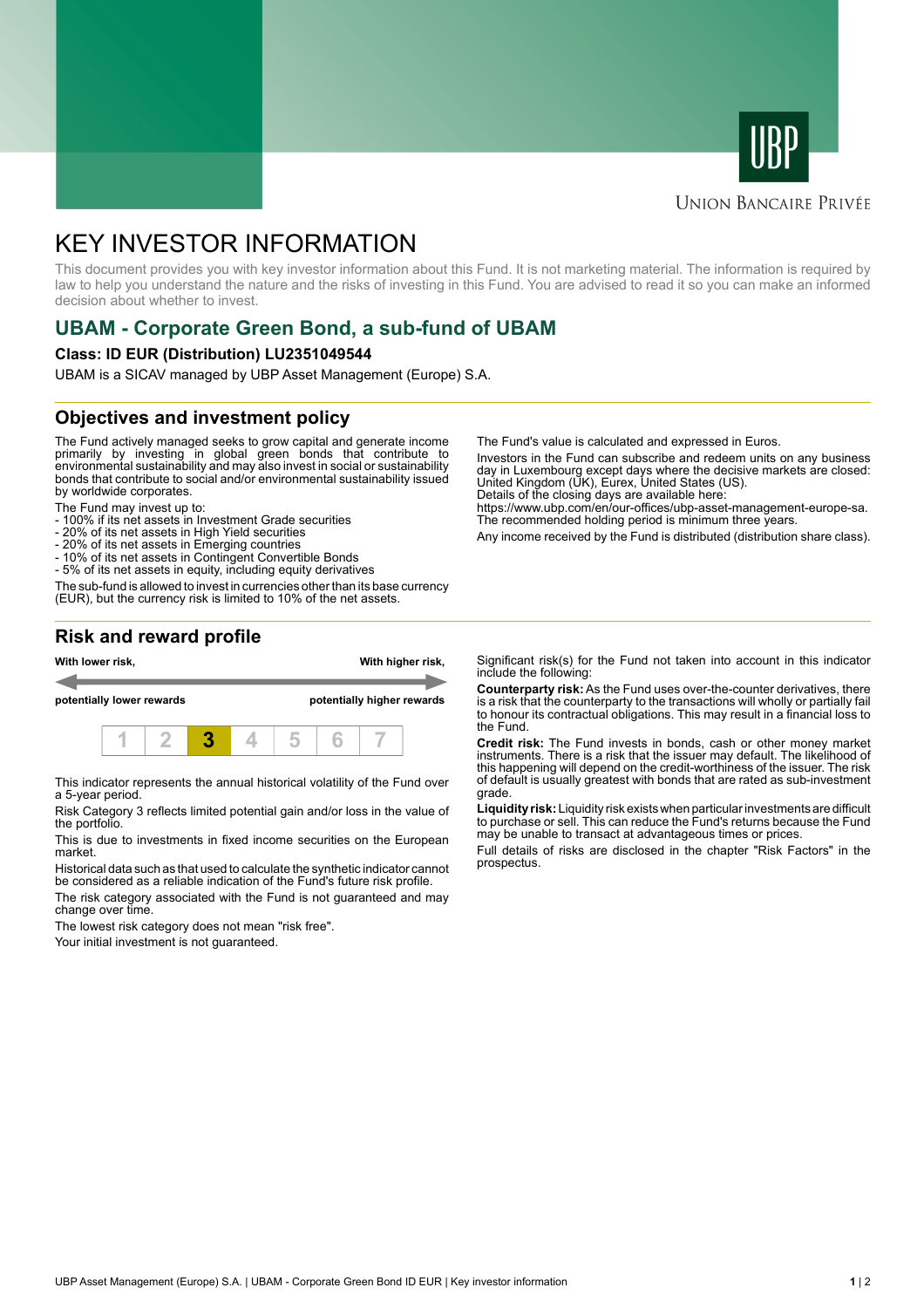UBP

UNION BANCAIRE PRIVÉE

# KEY INVESTOR INFORMATION

This document provides you with key investor information about this Fund. It is not marketing material. The information is required by law to help you understand the nature and the risks of investing in this Fund. You are advised to read it so you can make an informed decision about whether to invest.

## UBAM - Corporate Green Bond, a sub-fund of UBAM

**Class: ID EUR (Distribution) LU2351049544**

UBAM is a SICAV managed by UBP Asset Management (Europe) S.A.

## Objectives and investment policy

The Fund actively managed seeks to grow capital and generate income primarily by investing in global green bonds that contribute to environmental sustainability and may also invest in social or sustainability bonds that contribute to social and/or environmental sustainability issued by worldwide corporates.

The Fund may invest up to:
- 100% if its net assets in Investment Grade securities
- 20% of its net assets in High Yield securities
- 20% of its net assets in Emerging countries
- 10% of its net assets in Contingent Convertible Bonds
- 5% of its net assets in equity, including equity derivatives

The sub-fund is allowed to invest in currencies other than its base currency (EUR), but the currency risk is limited to 10% of the net assets.

The Fund's value is calculated and expressed in Euros.

Investors in the Fund can subscribe and redeem units on any business day in Luxembourg except days where the decisive markets are closed: United Kingdom (UK), Eurex, United States (US).
Details of the closing days are available here:
https://www.ubp.com/en/our-offices/ubp-asset-management-europe-sa.
The recommended holding period is minimum three years.

Any income received by the Fund is distributed (distribution share class).

## Risk and reward profile

| With lower risk, | | | | | | With higher risk, |
|---|---|---|---|---|---|---|
| potentially lower rewards | | | | | | potentially higher rewards |
| 1 | 2 | **3** | 4 | 5 | 6 | 7 |

This indicator represents the annual historical volatility of the Fund over a 5-year period.

Risk Category 3 reflects limited potential gain and/or loss in the value of the portfolio.

This is due to investments in fixed income securities on the European market.

Historical data such as that used to calculate the synthetic indicator cannot be considered as a reliable indication of the Fund's future risk profile.

The risk category associated with the Fund is not guaranteed and may change over time.

The lowest risk category does not mean "risk free".

Your initial investment is not guaranteed.

Significant risk(s) for the Fund not taken into account in this indicator include the following:

**Counterparty risk:** As the Fund uses over-the-counter derivatives, there is a risk that the counterparty to the transactions will wholly or partially fail to honour its contractual obligations. This may result in a financial loss to the Fund.

**Credit risk:** The Fund invests in bonds, cash or other money market instruments. There is a risk that the issuer may default. The likelihood of this happening will depend on the credit-worthiness of the issuer. The risk of default is usually greatest with bonds that are rated as sub-investment grade.

**Liquidity risk:** Liquidity risk exists when particular investments are difficult to purchase or sell. This can reduce the Fund's returns because the Fund may be unable to transact at advantageous times or prices.

Full details of risks are disclosed in the chapter "Risk Factors" in the prospectus.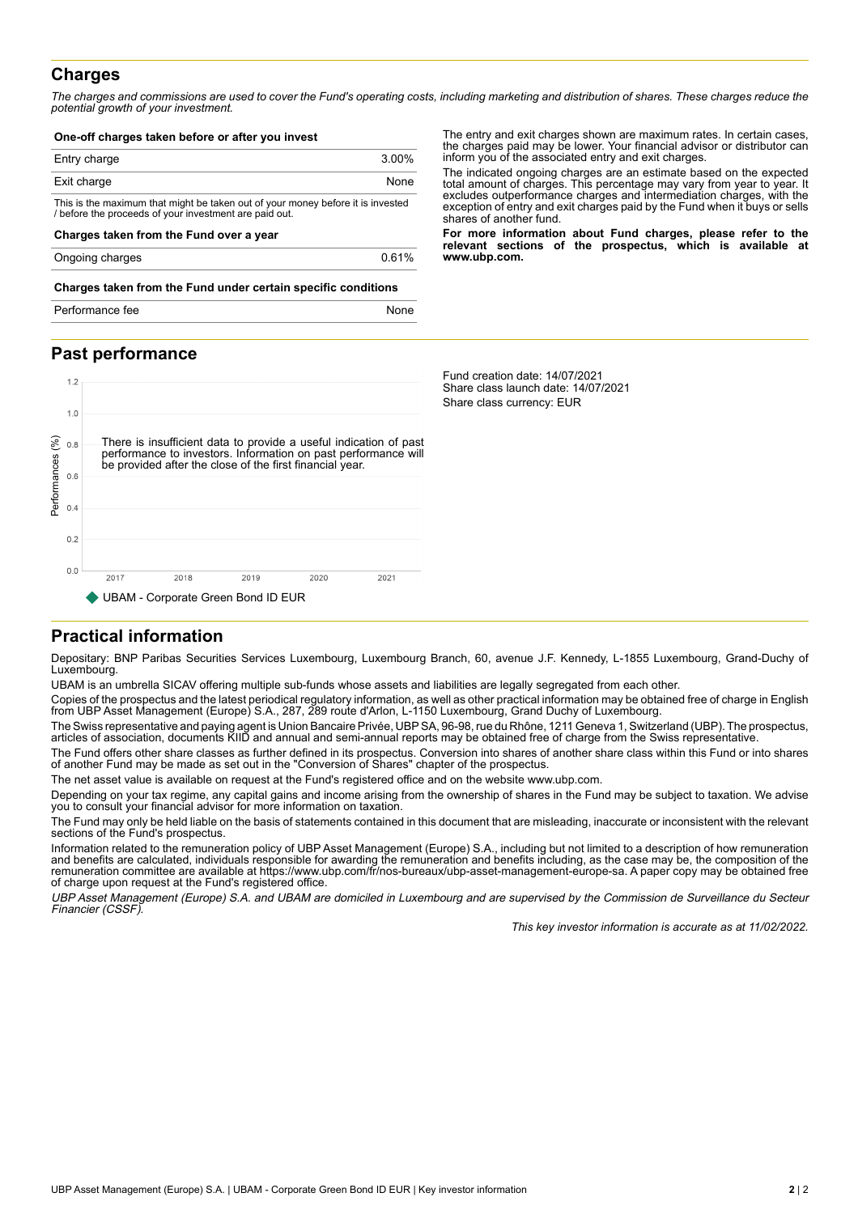## Charges

*The charges and commissions are used to cover the Fund's operating costs, including marketing and distribution of shares. These charges reduce the potential growth of your investment.*

| **One-off charges taken before or after you invest** | |
|---|---|
| Entry charge | 3.00% |
| Exit charge | None |

This is the maximum that might be taken out of your money before it is invested / before the proceeds of your investment are paid out.

| **Charges taken from the Fund over a year** | |
|---|---|
| Ongoing charges | 0.61% |

| **Charges taken from the Fund under certain specific conditions** | |
|---|---|
| Performance fee | None |

The entry and exit charges shown are maximum rates. In certain cases, the charges paid may be lower. Your financial advisor or distributor can inform you of the associated entry and exit charges.

The indicated ongoing charges are an estimate based on the expected total amount of charges. This percentage may vary from year to year. It excludes outperformance charges and intermediation charges, with the exception of entry and exit charges paid by the Fund when it buys or sells shares of another fund.

**For more information about Fund charges, please refer to the relevant sections of the prospectus, which is available at www.ubp.com.**

## Past performance

Performances (%)

1.2
1.0
0.8
0.6
0.4
0.2
0.0

2017 2018 2019 2020 2021

There is insufficient data to provide a useful indication of past performance to investors. Information on past performance will be provided after the close of the first financial year.

UBAM - Corporate Green Bond ID EUR

Fund creation date: 14/07/2021
Share class launch date: 14/07/2021
Share class currency: EUR

## Practical information

Depositary: BNP Paribas Securities Services Luxembourg, Luxembourg Branch, 60, avenue J.F. Kennedy, L-1855 Luxembourg, Grand-Duchy of Luxembourg.

UBAM is an umbrella SICAV offering multiple sub-funds whose assets and liabilities are legally segregated from each other.

Copies of the prospectus and the latest periodical regulatory information, as well as other practical information may be obtained free of charge in English from UBP Asset Management (Europe) S.A., 287, 289 route d'Arlon, L-1150 Luxembourg, Grand Duchy of Luxembourg.

The Swiss representative and paying agent is Union Bancaire Privée, UBP SA, 96-98, rue du Rhône, 1211 Geneva 1, Switzerland (UBP). The prospectus, articles of association, documents KIID and annual and semi-annual reports may be obtained free of charge from the Swiss representative.

The Fund offers other share classes as further defined in its prospectus. Conversion into shares of another share class within this Fund or into shares of another Fund may be made as set out in the "Conversion of Shares" chapter of the prospectus.

The net asset value is available on request at the Fund's registered office and on the website www.ubp.com.

Depending on your tax regime, any capital gains and income arising from the ownership of shares in the Fund may be subject to taxation. We advise you to consult your financial advisor for more information on taxation.

The Fund may only be held liable on the basis of statements contained in this document that are misleading, inaccurate or inconsistent with the relevant sections of the Fund's prospectus.

Information related to the remuneration policy of UBP Asset Management (Europe) S.A., including but not limited to a description of how remuneration and benefits are calculated, individuals responsible for awarding the remuneration and benefits including, as the case may be, the composition of the remuneration committee are available at https://www.ubp.com/fr/nos-bureaux/ubp-asset-management-europe-sa. A paper copy may be obtained free of charge upon request at the Fund's registered office.

*UBP Asset Management (Europe) S.A. and UBAM are domiciled in Luxembourg and are supervised by the Commission de Surveillance du Secteur Financier (CSSF).*

*This key investor information is accurate as at 11/02/2022.*